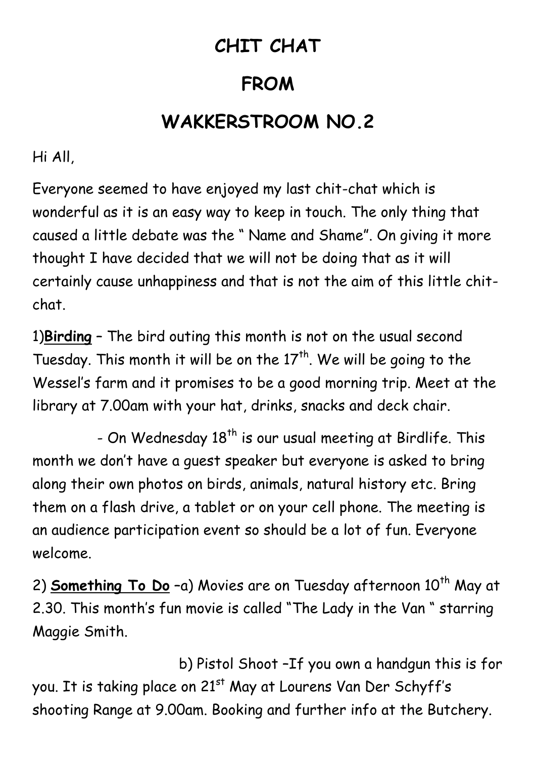# CHIT CHAT

# FROM

# WAKKERSTROOM NO.2

Hi All,

Everyone seemed to have enjoyed my last chit-chat which is wonderful as it is an easy way to keep in touch. The only thing that caused a little debate was the " Name and Shame". On giving it more thought I have decided that we will not be doing that as it will certainly cause unhappiness and that is not the aim of this little chit-chat.

1)**Birding** – The bird outing this month is not on the usual second Tuesday. This month it will be on the 17th. We will be going to the Wessel's farm and it promises to be a good morning trip. Meet at the library at 7.00am with your hat, drinks, snacks and deck chair.

- On Wednesday 18th is our usual meeting at Birdlife. This month we don't have a guest speaker but everyone is asked to bring along their own photos on birds, animals, natural history etc. Bring them on a flash drive, a tablet or on your cell phone. The meeting is an audience participation event so should be a lot of fun. Everyone welcome.

2) **Something To Do** –a) Movies are on Tuesday afternoon 10th May at 2.30. This month's fun movie is called "The Lady in the Van " starring Maggie Smith.

b) Pistol Shoot –If you own a handgun this is for you. It is taking place on 21st May at Lourens Van Der Schyff's shooting Range at 9.00am. Booking and further info at the Butchery.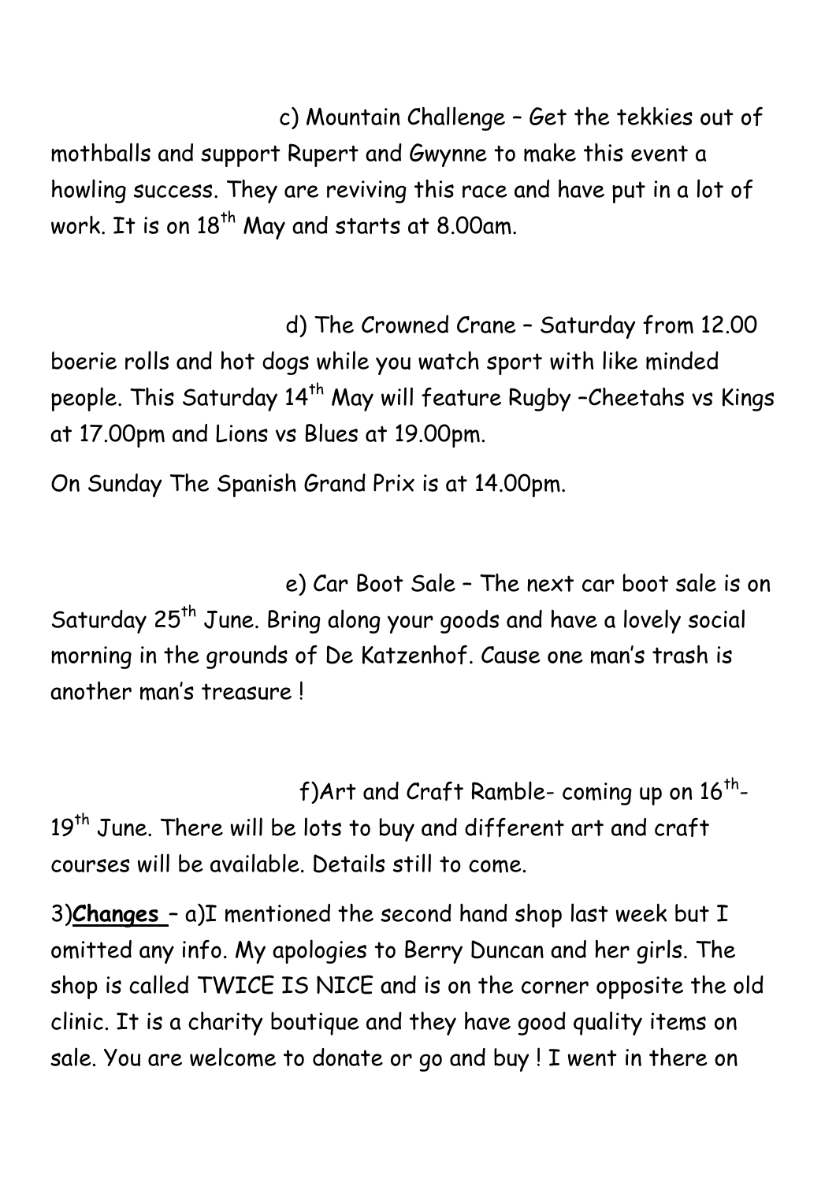c) Mountain Challenge – Get the tekkies out of mothballs and support Rupert and Gwynne to make this event a howling success. They are reviving this race and have put in a lot of work. It is on 18th May and starts at 8.00am.

d) The Crowned Crane – Saturday from 12.00 boerie rolls and hot dogs while you watch sport with like minded people. This Saturday 14th May will feature Rugby –Cheetahs vs Kings at 17.00pm and Lions vs Blues at 19.00pm.

On Sunday The Spanish Grand Prix is at 14.00pm.

e) Car Boot Sale – The next car boot sale is on Saturday 25th June. Bring along your goods and have a lovely social morning in the grounds of De Katzenhof. Cause one man's trash is another man's treasure !

f)Art and Craft Ramble- coming up on 16th-19th June. There will be lots to buy and different art and craft courses will be available. Details still to come.

3)**Changes** – a)I mentioned the second hand shop last week but I omitted any info. My apologies to Berry Duncan and her girls. The shop is called TWICE IS NICE and is on the corner opposite the old clinic. It is a charity boutique and they have good quality items on sale. You are welcome to donate or go and buy ! I went in there on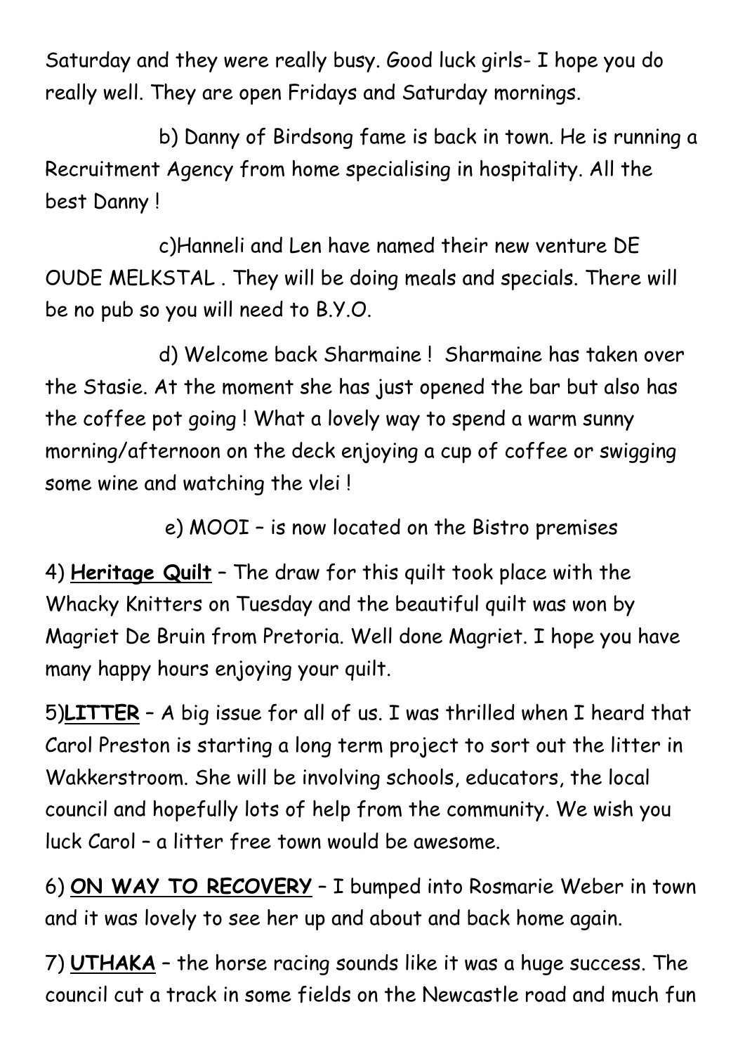Saturday and they were really busy. Good luck girls- I hope you do really well. They are open Fridays and Saturday mornings.

b) Danny of Birdsong fame is back in town. He is running a Recruitment Agency from home specialising in hospitality. All the best Danny !

c)Hanneli and Len have named their new venture DE OUDE MELKSTAL . They will be doing meals and specials. There will be no pub so you will need to B.Y.O.

d) Welcome back Sharmaine ! Sharmaine has taken over the Stasie. At the moment she has just opened the bar but also has the coffee pot going ! What a lovely way to spend a warm sunny morning/afternoon on the deck enjoying a cup of coffee or swigging some wine and watching the vlei !

e) MOOI – is now located on the Bistro premises

4) **<u>Heritage Quilt</u>** – The draw for this quilt took place with the Whacky Knitters on Tuesday and the beautiful quilt was won by Magriet De Bruin from Pretoria. Well done Magriet. I hope you have many happy hours enjoying your quilt.

5)**<u>LITTER</u>** – A big issue for all of us. I was thrilled when I heard that Carol Preston is starting a long term project to sort out the litter in Wakkerstroom. She will be involving schools, educators, the local council and hopefully lots of help from the community. We wish you luck Carol – a litter free town would be awesome.

6) **<u>ON WAY TO RECOVERY</u>** – I bumped into Rosmarie Weber in town and it was lovely to see her up and about and back home again.

7) **<u>UTHAKA</u>** – the horse racing sounds like it was a huge success. The council cut a track in some fields on the Newcastle road and much fun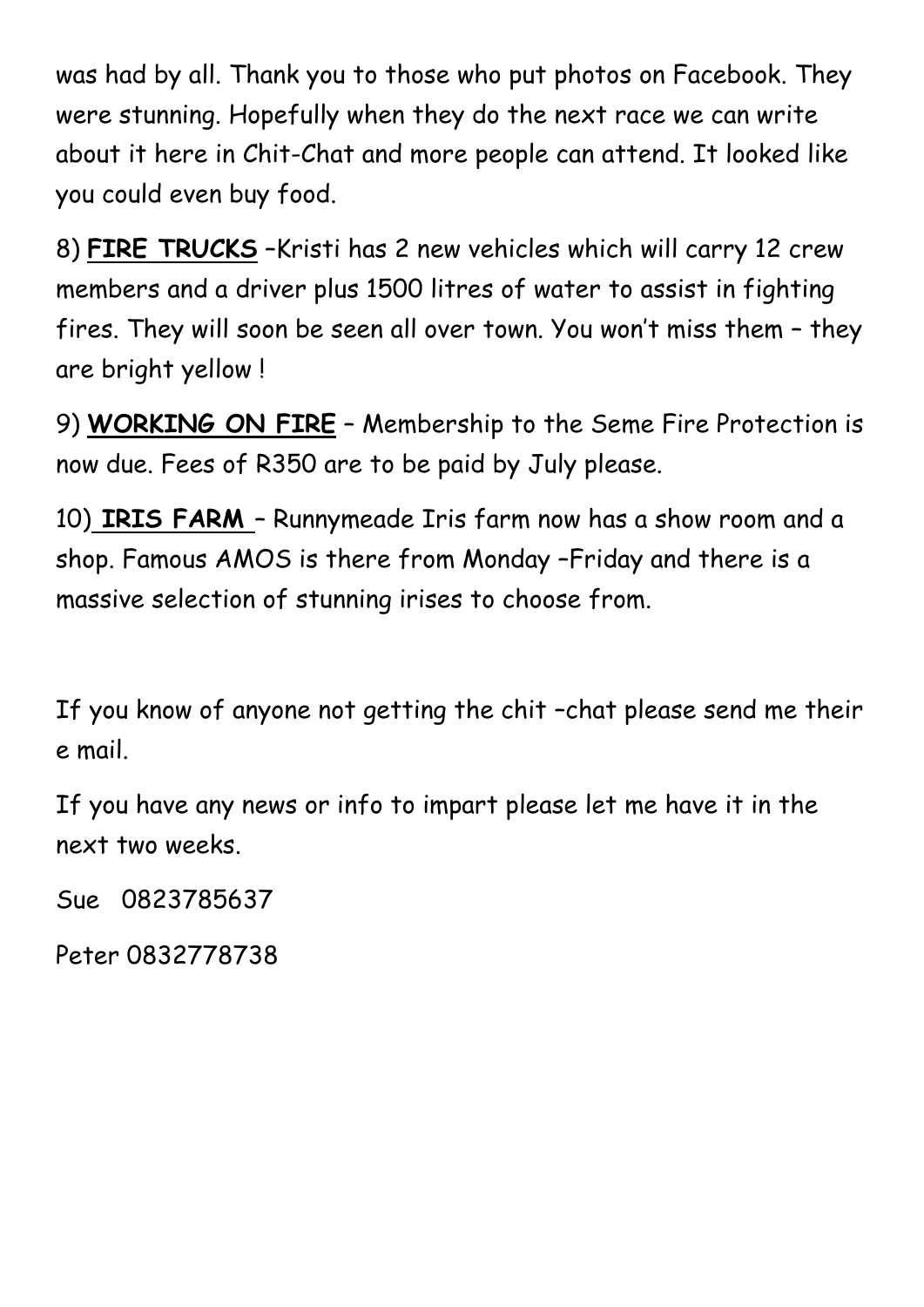was had by all. Thank you to those who put photos on Facebook. They were stunning. Hopefully when they do the next race we can write about it here in Chit-Chat and more people can attend. It looked like you could even buy food.

8) **FIRE TRUCKS** –Kristi has 2 new vehicles which will carry 12 crew members and a driver plus 1500 litres of water to assist in fighting fires. They will soon be seen all over town. You won't miss them – they are bright yellow !

9) **WORKING ON FIRE** – Membership to the Seme Fire Protection is now due. Fees of R350 are to be paid by July please.

10) **IRIS FARM** – Runnymeade Iris farm now has a show room and a shop. Famous AMOS is there from Monday –Friday and there is a massive selection of stunning irises to choose from.

If you know of anyone not getting the chit –chat please send me their e mail.

If you have any news or info to impart please let me have it in the next two weeks.

Sue 0823785637

Peter 0832778738